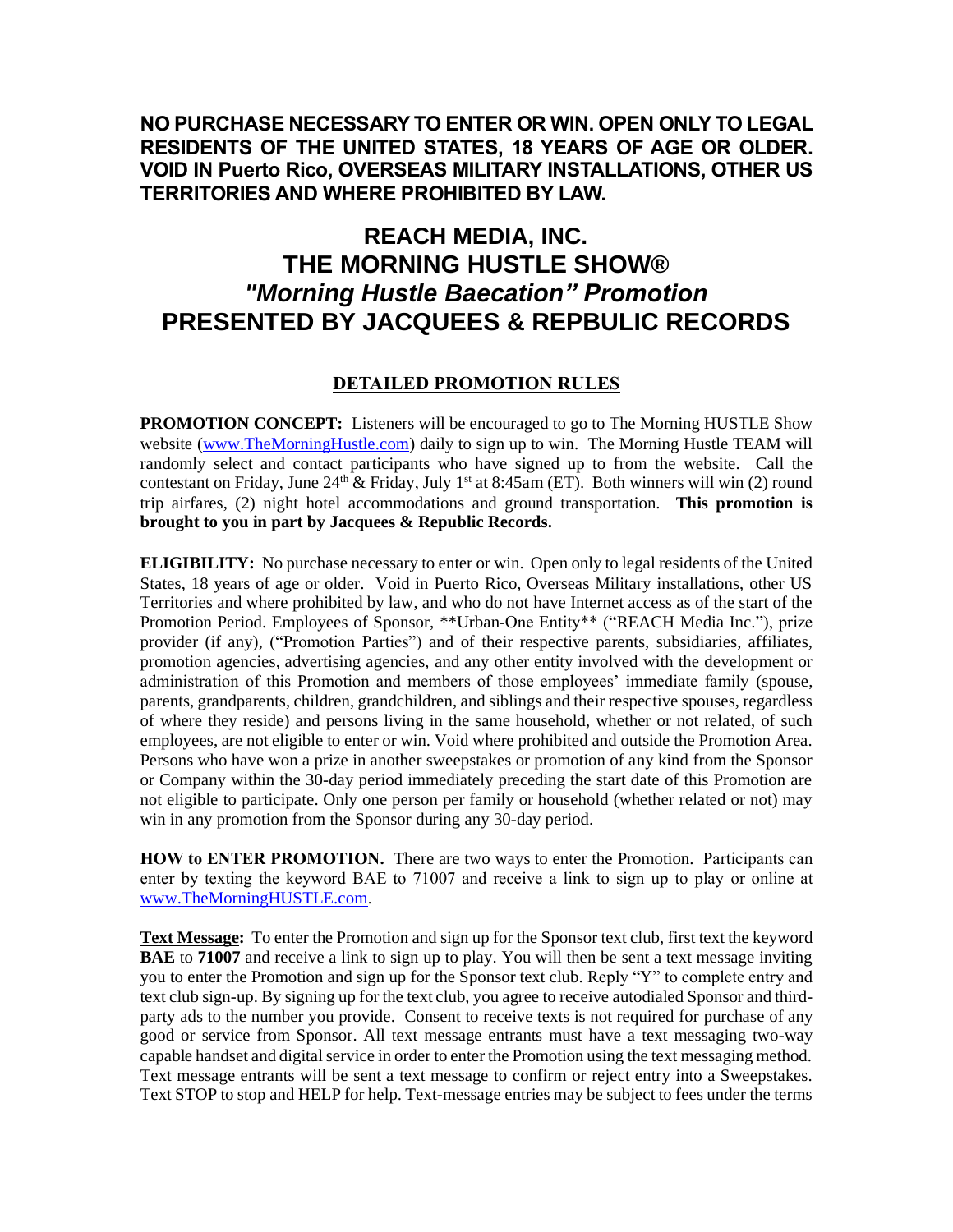**NO PURCHASE NECESSARY TO ENTER OR WIN. OPEN ONLY TO LEGAL RESIDENTS OF THE UNITED STATES, 18 YEARS OF AGE OR OLDER. VOID IN Puerto Rico, OVERSEAS MILITARY INSTALLATIONS, OTHER US TERRITORIES AND WHERE PROHIBITED BY LAW.**

# REACH MEDIA, INC.
# THE MORNING HUSTLE SHOW®
# *"Morning Hustle Baecation" Promotion*
# PRESENTED BY JACQUEES & REPBULIC RECORDS

## DETAILED PROMOTION RULES

**PROMOTION CONCEPT:** Listeners will be encouraged to go to The Morning HUSTLE Show website (www.TheMorningHustle.com) daily to sign up to win. The Morning Hustle TEAM will randomly select and contact participants who have signed up to from the website. Call the contestant on Friday, June 24th & Friday, July 1st at 8:45am (ET). Both winners will win (2) round trip airfares, (2) night hotel accommodations and ground transportation. **This promotion is brought to you in part by Jacquees & Republic Records.**

**ELIGIBILITY:** No purchase necessary to enter or win. Open only to legal residents of the United States, 18 years of age or older. Void in Puerto Rico, Overseas Military installations, other US Territories and where prohibited by law, and who do not have Internet access as of the start of the Promotion Period. Employees of Sponsor, **Urban-One Entity** ("REACH Media Inc."), prize provider (if any), ("Promotion Parties") and of their respective parents, subsidiaries, affiliates, promotion agencies, advertising agencies, and any other entity involved with the development or administration of this Promotion and members of those employees' immediate family (spouse, parents, grandparents, children, grandchildren, and siblings and their respective spouses, regardless of where they reside) and persons living in the same household, whether or not related, of such employees, are not eligible to enter or win. Void where prohibited and outside the Promotion Area. Persons who have won a prize in another sweepstakes or promotion of any kind from the Sponsor or Company within the 30-day period immediately preceding the start date of this Promotion are not eligible to participate. Only one person per family or household (whether related or not) may win in any promotion from the Sponsor during any 30-day period.

**HOW to ENTER PROMOTION.** There are two ways to enter the Promotion. Participants can enter by texting the keyword BAE to 71007 and receive a link to sign up to play or online at www.TheMorningHUSTLE.com.

**Text Message:** To enter the Promotion and sign up for the Sponsor text club, first text the keyword **BAE** to **71007** and receive a link to sign up to play. You will then be sent a text message inviting you to enter the Promotion and sign up for the Sponsor text club. Reply "Y" to complete entry and text club sign-up. By signing up for the text club, you agree to receive autodialed Sponsor and third-party ads to the number you provide. Consent to receive texts is not required for purchase of any good or service from Sponsor. All text message entrants must have a text messaging two-way capable handset and digital service in order to enter the Promotion using the text messaging method. Text message entrants will be sent a text message to confirm or reject entry into a Sweepstakes. Text STOP to stop and HELP for help. Text-message entries may be subject to fees under the terms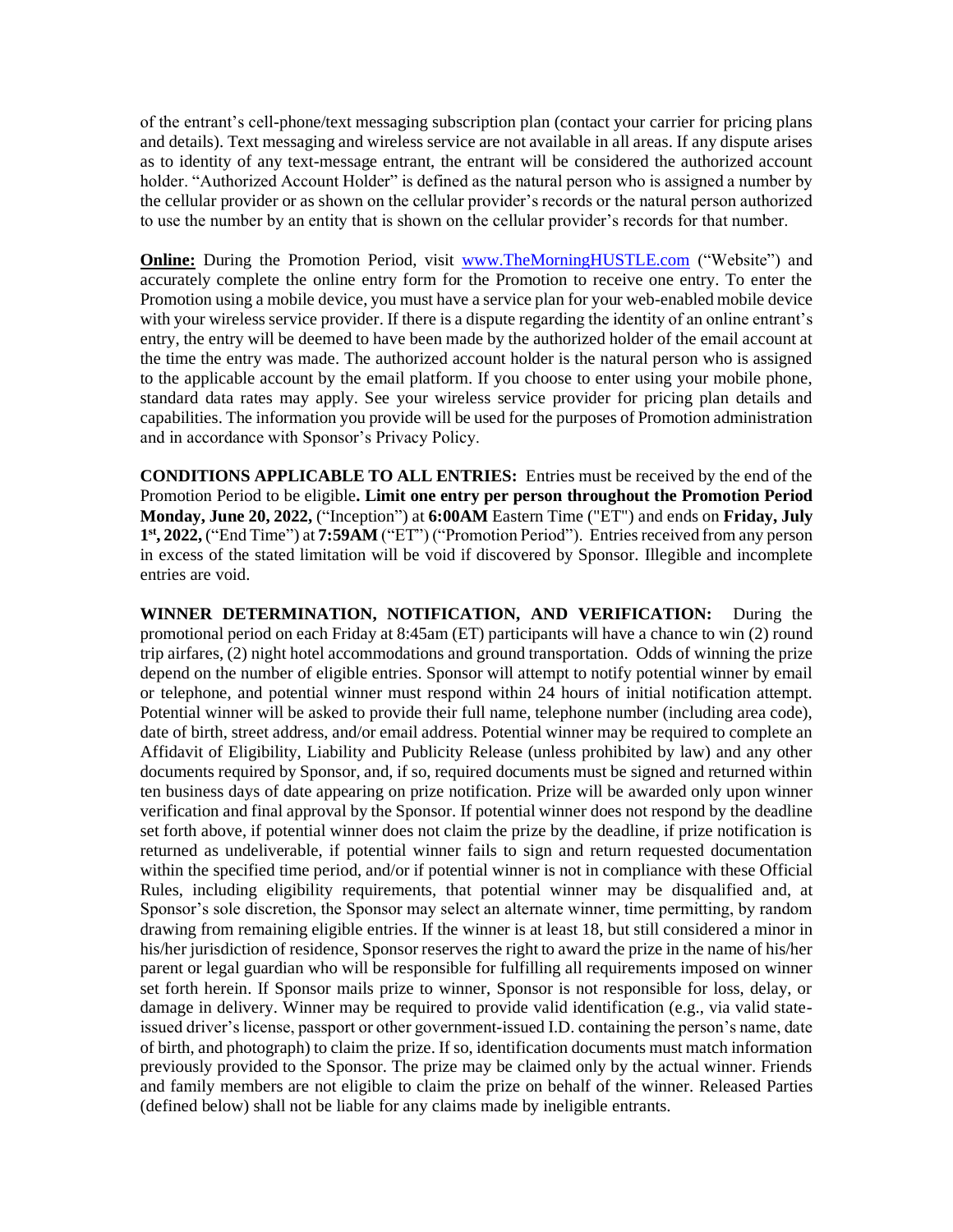of the entrant's cell-phone/text messaging subscription plan (contact your carrier for pricing plans and details). Text messaging and wireless service are not available in all areas. If any dispute arises as to identity of any text-message entrant, the entrant will be considered the authorized account holder. "Authorized Account Holder" is defined as the natural person who is assigned a number by the cellular provider or as shown on the cellular provider's records or the natural person authorized to use the number by an entity that is shown on the cellular provider's records for that number.

**Online:** During the Promotion Period, visit www.TheMorningHUSTLE.com ("Website") and accurately complete the online entry form for the Promotion to receive one entry. To enter the Promotion using a mobile device, you must have a service plan for your web-enabled mobile device with your wireless service provider. If there is a dispute regarding the identity of an online entrant's entry, the entry will be deemed to have been made by the authorized holder of the email account at the time the entry was made. The authorized account holder is the natural person who is assigned to the applicable account by the email platform. If you choose to enter using your mobile phone, standard data rates may apply. See your wireless service provider for pricing plan details and capabilities. The information you provide will be used for the purposes of Promotion administration and in accordance with Sponsor's Privacy Policy.

**CONDITIONS APPLICABLE TO ALL ENTRIES:** Entries must be received by the end of the Promotion Period to be eligible**. Limit one entry per person throughout the Promotion Period Monday, June 20, 2022,** ("Inception") at **6:00AM** Eastern Time ("ET") and ends on **Friday, July 1st, 2022,** ("End Time") at **7:59AM** ("ET") ("Promotion Period"). Entries received from any person in excess of the stated limitation will be void if discovered by Sponsor. Illegible and incomplete entries are void.

**WINNER DETERMINATION, NOTIFICATION, AND VERIFICATION:** During the promotional period on each Friday at 8:45am (ET) participants will have a chance to win (2) round trip airfares, (2) night hotel accommodations and ground transportation. Odds of winning the prize depend on the number of eligible entries. Sponsor will attempt to notify potential winner by email or telephone, and potential winner must respond within 24 hours of initial notification attempt. Potential winner will be asked to provide their full name, telephone number (including area code), date of birth, street address, and/or email address. Potential winner may be required to complete an Affidavit of Eligibility, Liability and Publicity Release (unless prohibited by law) and any other documents required by Sponsor, and, if so, required documents must be signed and returned within ten business days of date appearing on prize notification. Prize will be awarded only upon winner verification and final approval by the Sponsor. If potential winner does not respond by the deadline set forth above, if potential winner does not claim the prize by the deadline, if prize notification is returned as undeliverable, if potential winner fails to sign and return requested documentation within the specified time period, and/or if potential winner is not in compliance with these Official Rules, including eligibility requirements, that potential winner may be disqualified and, at Sponsor's sole discretion, the Sponsor may select an alternate winner, time permitting, by random drawing from remaining eligible entries. If the winner is at least 18, but still considered a minor in his/her jurisdiction of residence, Sponsor reserves the right to award the prize in the name of his/her parent or legal guardian who will be responsible for fulfilling all requirements imposed on winner set forth herein. If Sponsor mails prize to winner, Sponsor is not responsible for loss, delay, or damage in delivery. Winner may be required to provide valid identification (e.g., via valid state-issued driver's license, passport or other government-issued I.D. containing the person's name, date of birth, and photograph) to claim the prize. If so, identification documents must match information previously provided to the Sponsor. The prize may be claimed only by the actual winner. Friends and family members are not eligible to claim the prize on behalf of the winner. Released Parties (defined below) shall not be liable for any claims made by ineligible entrants.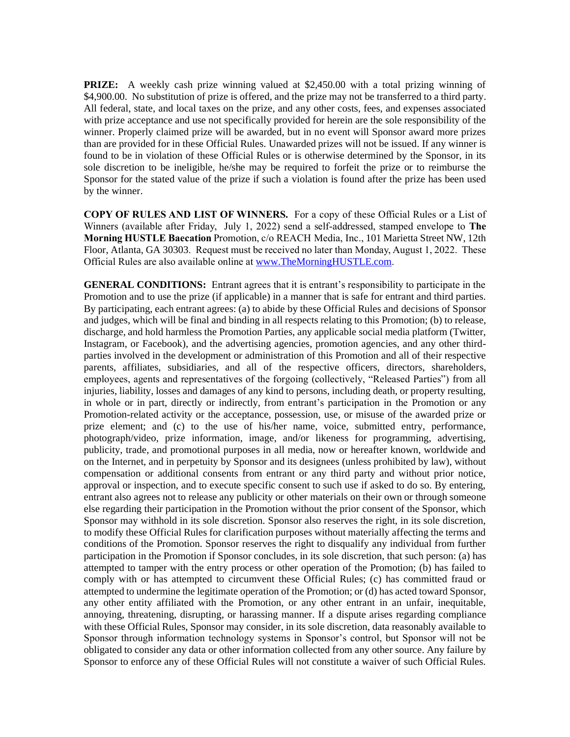**PRIZE:** A weekly cash prize winning valued at $2,450.00 with a total prizing winning of $4,900.00. No substitution of prize is offered, and the prize may not be transferred to a third party. All federal, state, and local taxes on the prize, and any other costs, fees, and expenses associated with prize acceptance and use not specifically provided for herein are the sole responsibility of the winner. Properly claimed prize will be awarded, but in no event will Sponsor award more prizes than are provided for in these Official Rules. Unawarded prizes will not be issued. If any winner is found to be in violation of these Official Rules or is otherwise determined by the Sponsor, in its sole discretion to be ineligible, he/she may be required to forfeit the prize or to reimburse the Sponsor for the stated value of the prize if such a violation is found after the prize has been used by the winner.

**COPY OF RULES AND LIST OF WINNERS.** For a copy of these Official Rules or a List of Winners (available after Friday, July 1, 2022) send a self-addressed, stamped envelope to **The Morning HUSTLE Baecation** Promotion, c/o REACH Media, Inc., 101 Marietta Street NW, 12th Floor, Atlanta, GA 30303. Request must be received no later than Monday, August 1, 2022. These Official Rules are also available online at [www.TheMorningHUSTLE.com](www.TheMorningHUSTLE.com).

**GENERAL CONDITIONS:** Entrant agrees that it is entrant's responsibility to participate in the Promotion and to use the prize (if applicable) in a manner that is safe for entrant and third parties. By participating, each entrant agrees: (a) to abide by these Official Rules and decisions of Sponsor and judges, which will be final and binding in all respects relating to this Promotion; (b) to release, discharge, and hold harmless the Promotion Parties, any applicable social media platform (Twitter, Instagram, or Facebook), and the advertising agencies, promotion agencies, and any other third-parties involved in the development or administration of this Promotion and all of their respective parents, affiliates, subsidiaries, and all of the respective officers, directors, shareholders, employees, agents and representatives of the forgoing (collectively, "Released Parties") from all injuries, liability, losses and damages of any kind to persons, including death, or property resulting, in whole or in part, directly or indirectly, from entrant's participation in the Promotion or any Promotion-related activity or the acceptance, possession, use, or misuse of the awarded prize or prize element; and (c) to the use of his/her name, voice, submitted entry, performance, photograph/video, prize information, image, and/or likeness for programming, advertising, publicity, trade, and promotional purposes in all media, now or hereafter known, worldwide and on the Internet, and in perpetuity by Sponsor and its designees (unless prohibited by law), without compensation or additional consents from entrant or any third party and without prior notice, approval or inspection, and to execute specific consent to such use if asked to do so. By entering, entrant also agrees not to release any publicity or other materials on their own or through someone else regarding their participation in the Promotion without the prior consent of the Sponsor, which Sponsor may withhold in its sole discretion. Sponsor also reserves the right, in its sole discretion, to modify these Official Rules for clarification purposes without materially affecting the terms and conditions of the Promotion. Sponsor reserves the right to disqualify any individual from further participation in the Promotion if Sponsor concludes, in its sole discretion, that such person: (a) has attempted to tamper with the entry process or other operation of the Promotion; (b) has failed to comply with or has attempted to circumvent these Official Rules; (c) has committed fraud or attempted to undermine the legitimate operation of the Promotion; or (d) has acted toward Sponsor, any other entity affiliated with the Promotion, or any other entrant in an unfair, inequitable, annoying, threatening, disrupting, or harassing manner. If a dispute arises regarding compliance with these Official Rules, Sponsor may consider, in its sole discretion, data reasonably available to Sponsor through information technology systems in Sponsor's control, but Sponsor will not be obligated to consider any data or other information collected from any other source. Any failure by Sponsor to enforce any of these Official Rules will not constitute a waiver of such Official Rules.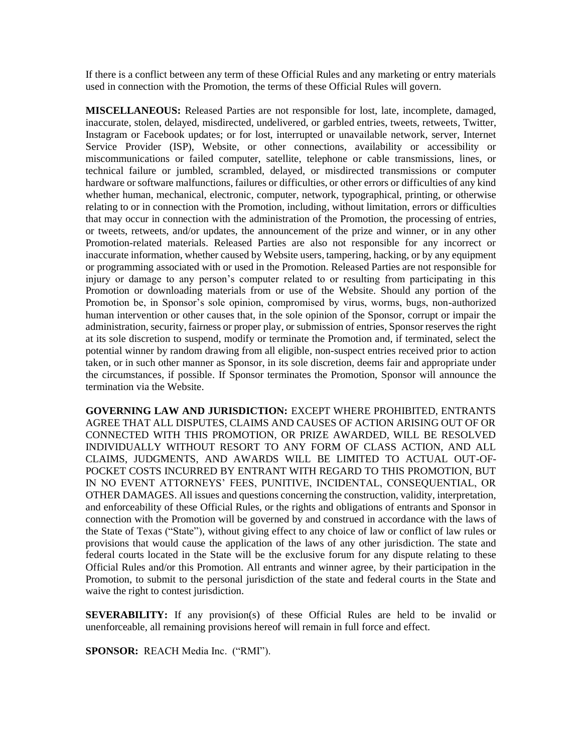If there is a conflict between any term of these Official Rules and any marketing or entry materials used in connection with the Promotion, the terms of these Official Rules will govern.

**MISCELLANEOUS:** Released Parties are not responsible for lost, late, incomplete, damaged, inaccurate, stolen, delayed, misdirected, undelivered, or garbled entries, tweets, retweets, Twitter, Instagram or Facebook updates; or for lost, interrupted or unavailable network, server, Internet Service Provider (ISP), Website, or other connections, availability or accessibility or miscommunications or failed computer, satellite, telephone or cable transmissions, lines, or technical failure or jumbled, scrambled, delayed, or misdirected transmissions or computer hardware or software malfunctions, failures or difficulties, or other errors or difficulties of any kind whether human, mechanical, electronic, computer, network, typographical, printing, or otherwise relating to or in connection with the Promotion, including, without limitation, errors or difficulties that may occur in connection with the administration of the Promotion, the processing of entries, or tweets, retweets, and/or updates, the announcement of the prize and winner, or in any other Promotion-related materials. Released Parties are also not responsible for any incorrect or inaccurate information, whether caused by Website users, tampering, hacking, or by any equipment or programming associated with or used in the Promotion. Released Parties are not responsible for injury or damage to any person's computer related to or resulting from participating in this Promotion or downloading materials from or use of the Website. Should any portion of the Promotion be, in Sponsor's sole opinion, compromised by virus, worms, bugs, non-authorized human intervention or other causes that, in the sole opinion of the Sponsor, corrupt or impair the administration, security, fairness or proper play, or submission of entries, Sponsor reserves the right at its sole discretion to suspend, modify or terminate the Promotion and, if terminated, select the potential winner by random drawing from all eligible, non-suspect entries received prior to action taken, or in such other manner as Sponsor, in its sole discretion, deems fair and appropriate under the circumstances, if possible. If Sponsor terminates the Promotion, Sponsor will announce the termination via the Website.

**GOVERNING LAW AND JURISDICTION:** EXCEPT WHERE PROHIBITED, ENTRANTS AGREE THAT ALL DISPUTES, CLAIMS AND CAUSES OF ACTION ARISING OUT OF OR CONNECTED WITH THIS PROMOTION, OR PRIZE AWARDED, WILL BE RESOLVED INDIVIDUALLY WITHOUT RESORT TO ANY FORM OF CLASS ACTION, AND ALL CLAIMS, JUDGMENTS, AND AWARDS WILL BE LIMITED TO ACTUAL OUT-OF-POCKET COSTS INCURRED BY ENTRANT WITH REGARD TO THIS PROMOTION, BUT IN NO EVENT ATTORNEYS' FEES, PUNITIVE, INCIDENTAL, CONSEQUENTIAL, OR OTHER DAMAGES. All issues and questions concerning the construction, validity, interpretation, and enforceability of these Official Rules, or the rights and obligations of entrants and Sponsor in connection with the Promotion will be governed by and construed in accordance with the laws of the State of Texas ("State"), without giving effect to any choice of law or conflict of law rules or provisions that would cause the application of the laws of any other jurisdiction. The state and federal courts located in the State will be the exclusive forum for any dispute relating to these Official Rules and/or this Promotion. All entrants and winner agree, by their participation in the Promotion, to submit to the personal jurisdiction of the state and federal courts in the State and waive the right to contest jurisdiction.

**SEVERABILITY:** If any provision(s) of these Official Rules are held to be invalid or unenforceable, all remaining provisions hereof will remain in full force and effect.

**SPONSOR:** REACH Media Inc. ("RMI").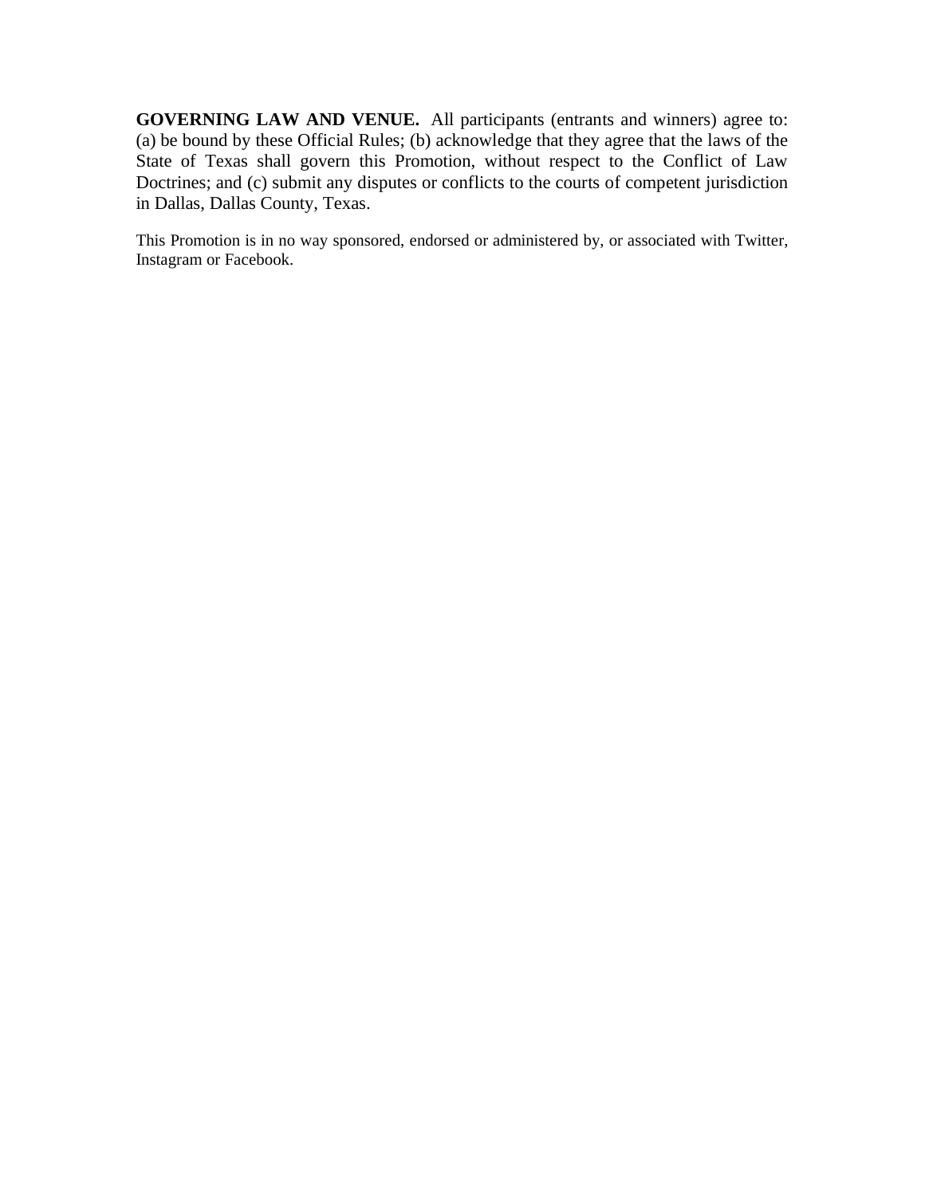**GOVERNING LAW AND VENUE.** All participants (entrants and winners) agree to: (a) be bound by these Official Rules; (b) acknowledge that they agree that the laws of the State of Texas shall govern this Promotion, without respect to the Conflict of Law Doctrines; and (c) submit any disputes or conflicts to the courts of competent jurisdiction in Dallas, Dallas County, Texas.

This Promotion is in no way sponsored, endorsed or administered by, or associated with Twitter, Instagram or Facebook.